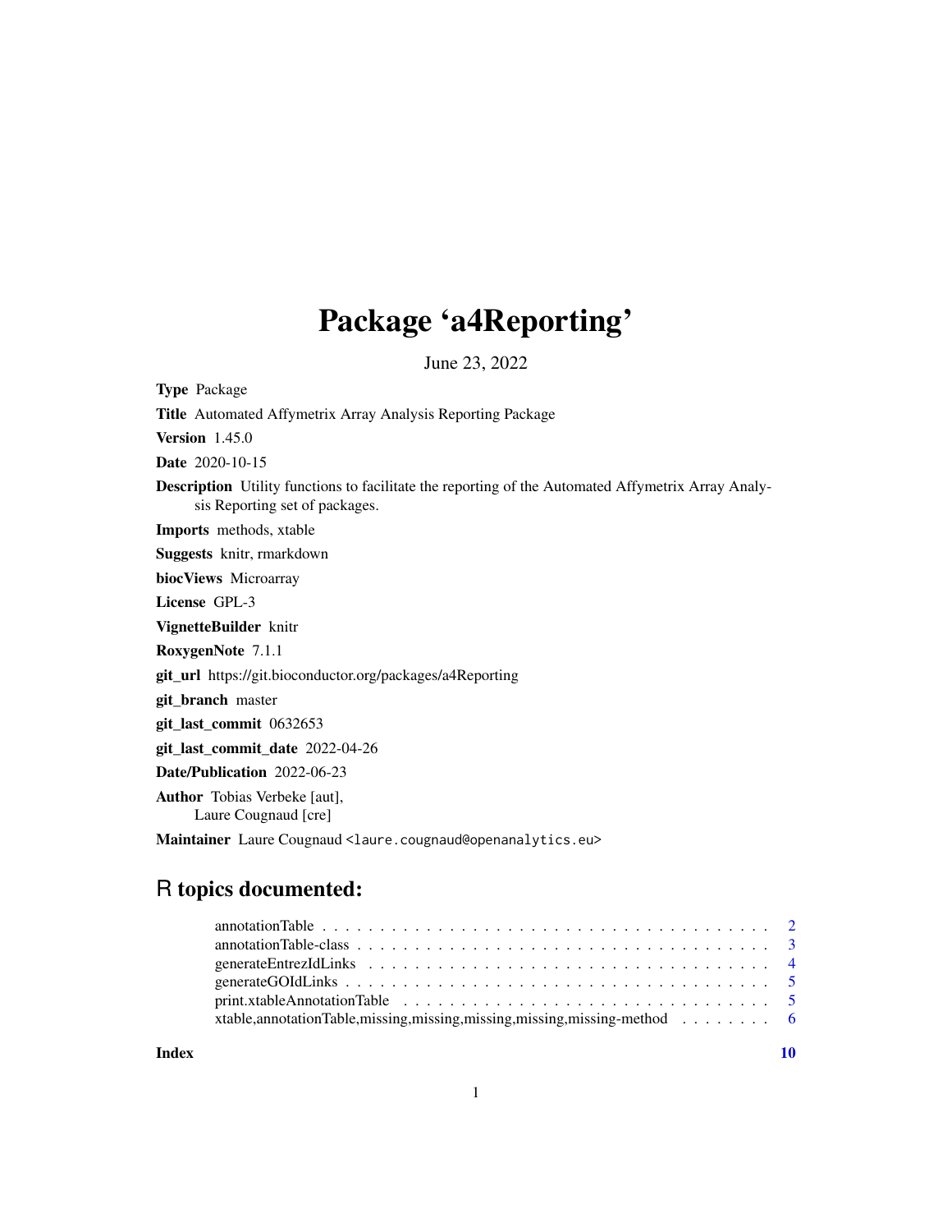# Package 'a4Reporting'

June 23, 2022

**Type** Package

**Title** Automated Affymetrix Array Analysis Reporting Package

**Version** 1.45.0

**Date** 2020-10-15

**Description** Utility functions to facilitate the reporting of the Automated Affymetrix Array Analysis Reporting set of packages.

**Imports** methods, xtable

**Suggests** knitr, rmarkdown

**biocViews** Microarray

**License** GPL-3

**VignetteBuilder** knitr

**RoxygenNote** 7.1.1

**git_url** https://git.bioconductor.org/packages/a4Reporting

**git_branch** master

**git_last_commit** 0632653

**git_last_commit_date** 2022-04-26

**Date/Publication** 2022-06-23

**Author** Tobias Verbeke [aut],
Laure Cougnaud [cre]

**Maintainer** Laure Cougnaud <laure.cougnaud@openanalytics.eu>

## R topics documented:

| | |
|---|---|
| annotationTable | 2 |
| annotationTable-class | 3 |
| generateEntrezIdLinks | 4 |
| generateGOIdLinks | 5 |
| print.xtableAnnotationTable | 5 |
| xtable,annotationTable,missing,missing,missing,missing,missing-method | 6 |
| **Index** | **10** |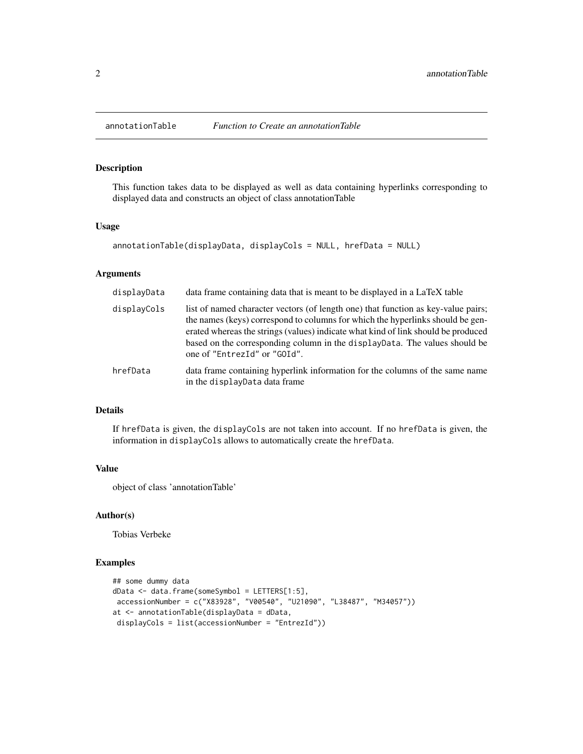# annotationTable — *Function to Create an annotationTable*

## Description

This function takes data to be displayed as well as data containing hyperlinks corresponding to displayed data and constructs an object of class annotationTable

## Usage

```
annotationTable(displayData, displayCols = NULL, hrefData = NULL)
```

## Arguments

| | |
|---|---|
| displayData | data frame containing data that is meant to be displayed in a LaTeX table |
| displayCols | list of named character vectors (of length one) that function as key-value pairs; the names (keys) correspond to columns for which the hyperlinks should be generated whereas the strings (values) indicate what kind of link should be produced based on the corresponding column in the `displayData`. The values should be one of `"EntrezId"` or `"GOId"`. |
| hrefData | data frame containing hyperlink information for the columns of the same name in the `displayData` data frame |

## Details

If `hrefData` is given, the `displayCols` are not taken into account. If no `hrefData` is given, the information in `displayCols` allows to automatically create the `hrefData`.

## Value

object of class 'annotationTable'

## Author(s)

Tobias Verbeke

## Examples

```
## some dummy data
dData <- data.frame(someSymbol = LETTERS[1:5],
 accessionNumber = c("X83928", "V00540", "U21090", "L38487", "M34057"))
at <- annotationTable(displayData = dData,
 displayCols = list(accessionNumber = "EntrezId"))
```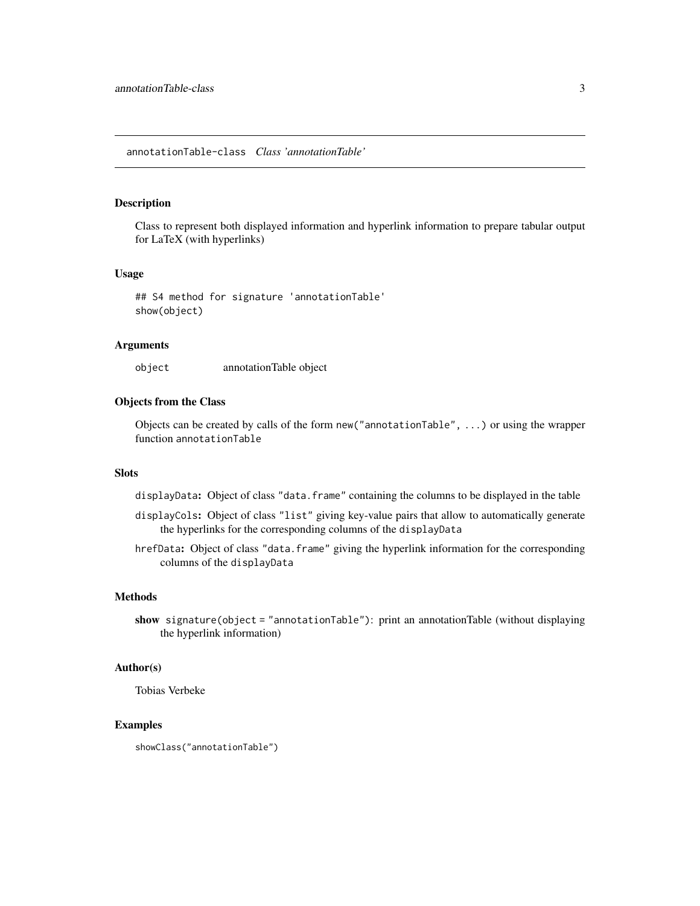annotationTable-class *Class 'annotationTable'*

### Description

Class to represent both displayed information and hyperlink information to prepare tabular output for LaTeX (with hyperlinks)

### Usage

```
## S4 method for signature 'annotationTable'
show(object)
```

### Arguments

object annotationTable object

### Objects from the Class

Objects can be created by calls of the form `new("annotationTable", ...)` or using the wrapper function `annotationTable`

### Slots

`displayData`: Object of class `"data.frame"` containing the columns to be displayed in the table

`displayCols`: Object of class `"list"` giving key-value pairs that allow to automatically generate the hyperlinks for the corresponding columns of the `displayData`

`hrefData`: Object of class `"data.frame"` giving the hyperlink information for the corresponding columns of the `displayData`

### Methods

**show** `signature(object = "annotationTable")`: print an annotationTable (without displaying the hyperlink information)

### Author(s)

Tobias Verbeke

### Examples

```
showClass("annotationTable")
```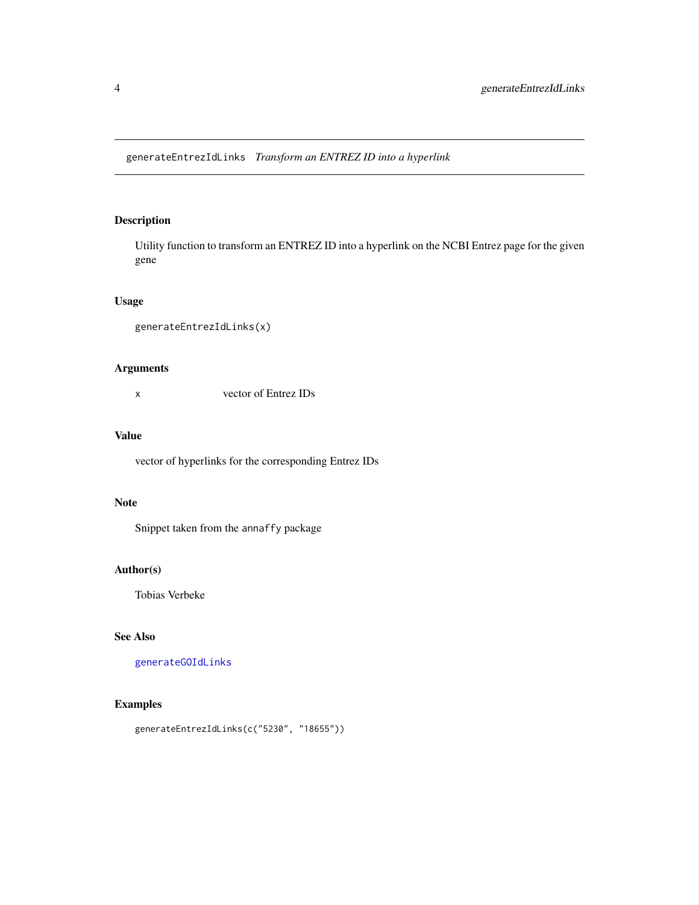## generateEntrezIdLinks    *Transform an ENTREZ ID into a hyperlink*

### Description

Utility function to transform an ENTREZ ID into a hyperlink on the NCBI Entrez page for the given gene

### Usage

```
generateEntrezIdLinks(x)
```

### Arguments

| | |
|---|---|
| x | vector of Entrez IDs |

### Value

vector of hyperlinks for the corresponding Entrez IDs

### Note

Snippet taken from the `annaffy` package

### Author(s)

Tobias Verbeke

### See Also

`generateGOIdLinks`

### Examples

```
generateEntrezIdLinks(c("5230", "18655"))
```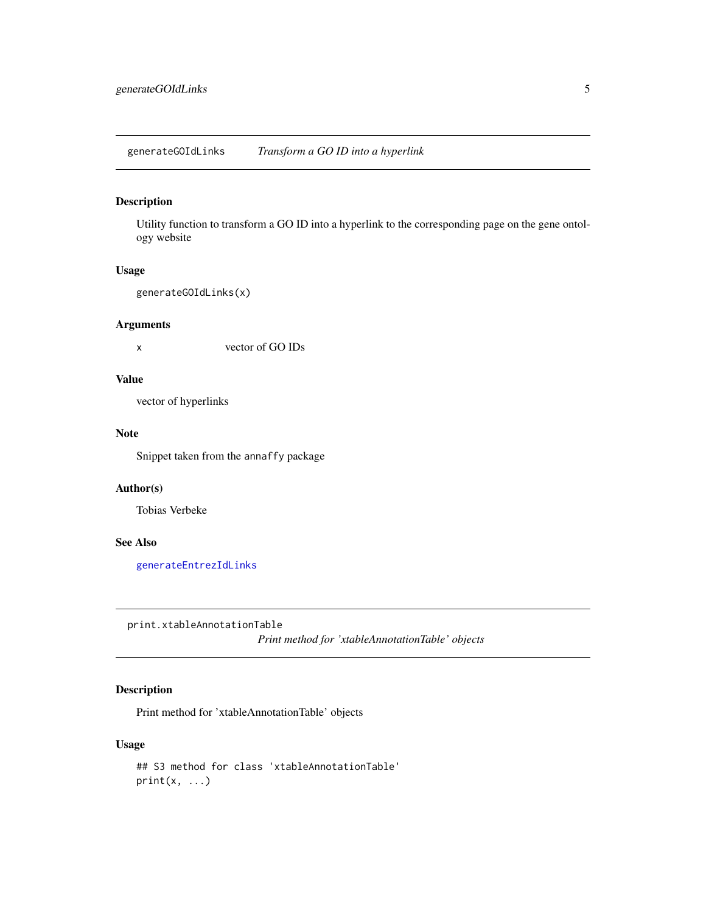## generateGOIdLinks *Transform a GO ID into a hyperlink*

### Description

Utility function to transform a GO ID into a hyperlink to the corresponding page on the gene ontology website

### Usage

```
generateGOIdLinks(x)
```

### Arguments

| | |
|---|---|
| x | vector of GO IDs |

### Value

vector of hyperlinks

### Note

Snippet taken from the `annaffy` package

### Author(s)

Tobias Verbeke

### See Also

`generateEntrezIdLinks`

## print.xtableAnnotationTable *Print method for 'xtableAnnotationTable' objects*

### Description

Print method for 'xtableAnnotationTable' objects

### Usage

```
## S3 method for class 'xtableAnnotationTable'
print(x, ...)
```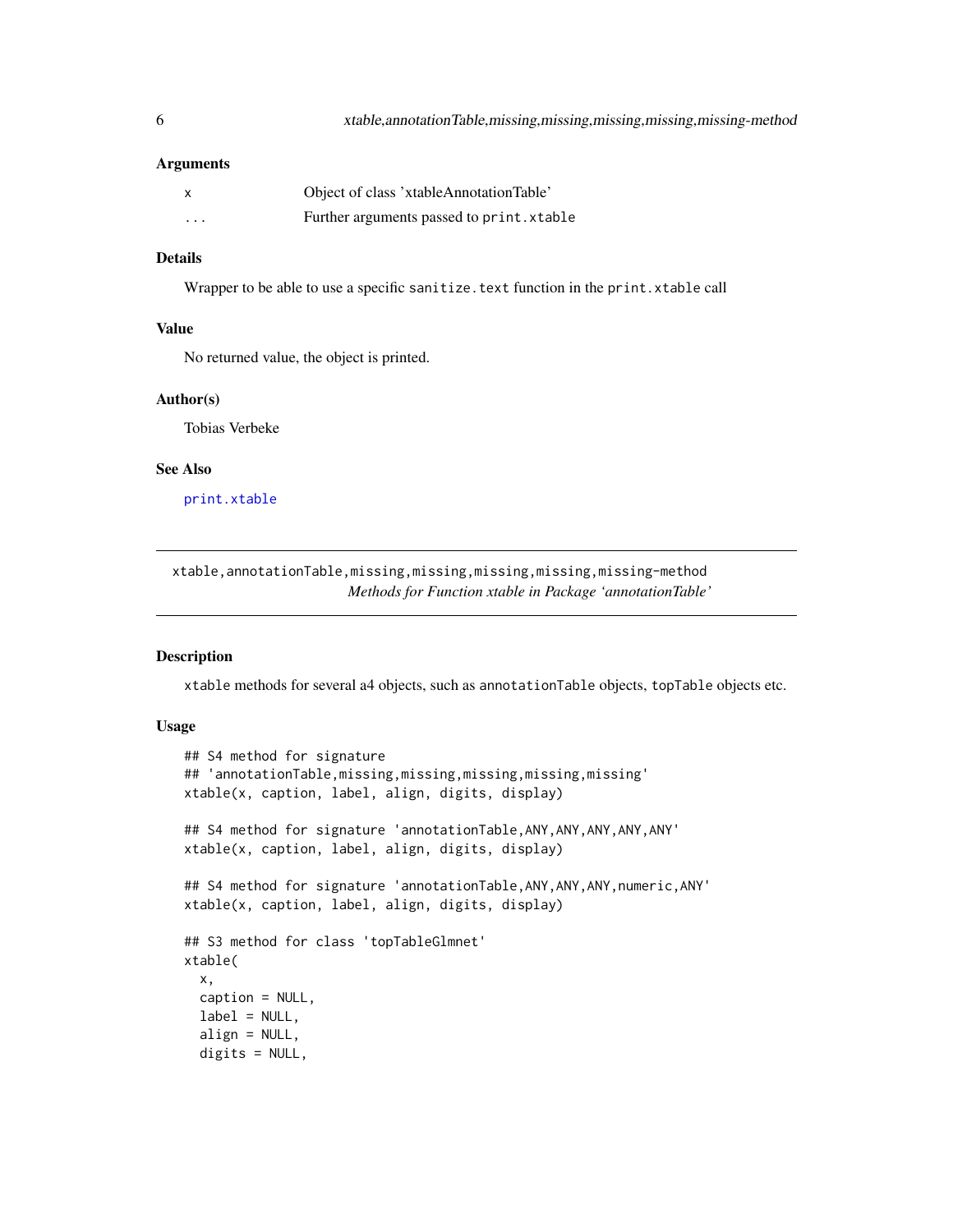### Arguments

| | |
|---|---|
| `x` | Object of class 'xtableAnnotationTable' |
| `...` | Further arguments passed to `print.xtable` |

### Details

Wrapper to be able to use a specific `sanitize.text` function in the `print.xtable` call

### Value

No returned value, the object is printed.

### Author(s)

Tobias Verbeke

### See Also

`print.xtable`

---

## xtable,annotationTable,missing,missing,missing,missing,missing-method

*Methods for Function xtable in Package 'annotationTable'*

---

### Description

`xtable` methods for several a4 objects, such as `annotationTable` objects, `topTable` objects etc.

### Usage

```
## S4 method for signature
## 'annotationTable,missing,missing,missing,missing,missing'
xtable(x, caption, label, align, digits, display)

## S4 method for signature 'annotationTable,ANY,ANY,ANY,ANY,ANY'
xtable(x, caption, label, align, digits, display)

## S4 method for signature 'annotationTable,ANY,ANY,ANY,numeric,ANY'
xtable(x, caption, label, align, digits, display)

## S3 method for class 'topTableGlmnet'
xtable(
  x,
  caption = NULL,
  label = NULL,
  align = NULL,
  digits = NULL,
```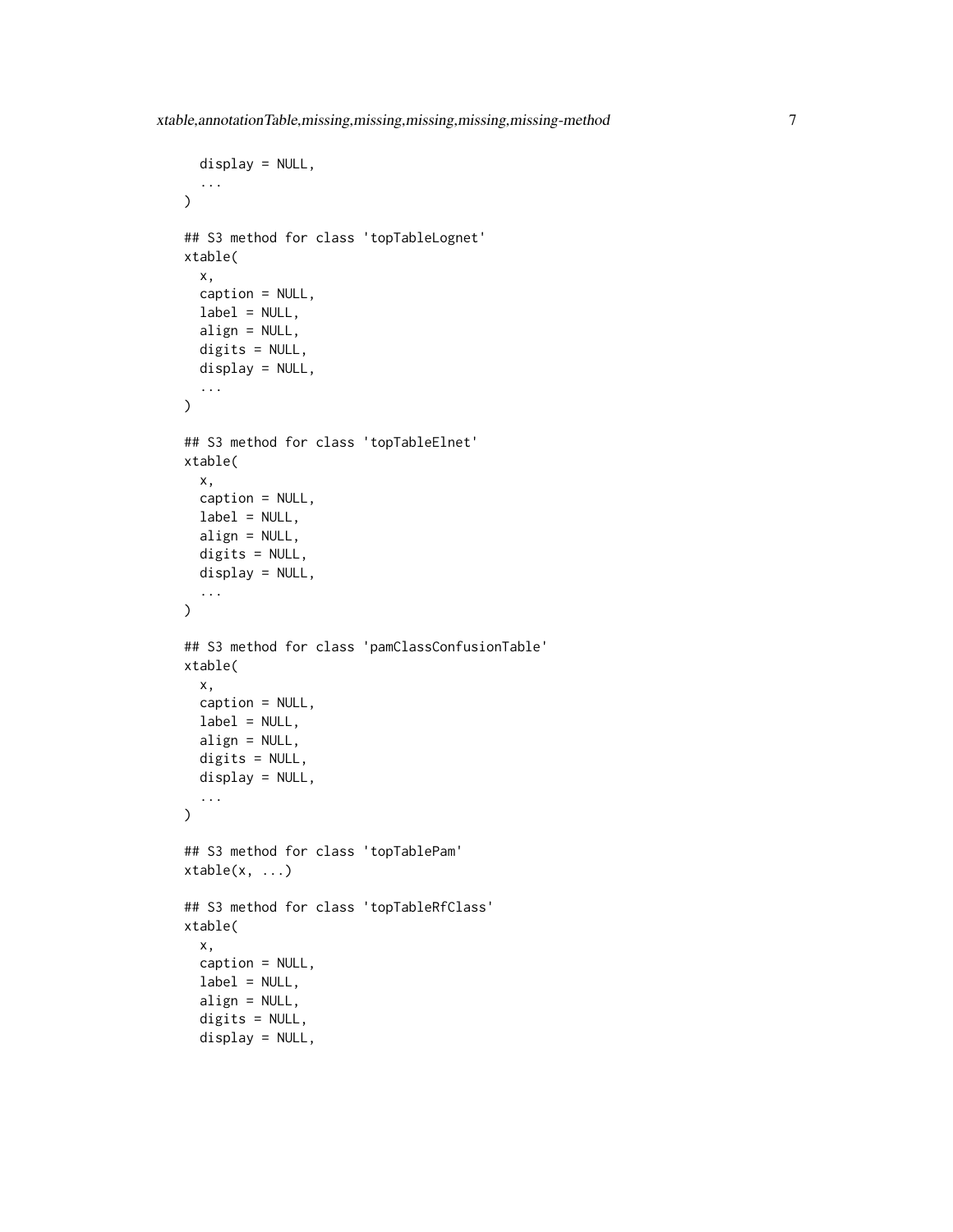```
  display = NULL,
  ...
)

## S3 method for class 'topTableLognet'
xtable(
  x,
  caption = NULL,
  label = NULL,
  align = NULL,
  digits = NULL,
  display = NULL,
  ...
)

## S3 method for class 'topTableElnet'
xtable(
  x,
  caption = NULL,
  label = NULL,
  align = NULL,
  digits = NULL,
  display = NULL,
  ...
)

## S3 method for class 'pamClassConfusionTable'
xtable(
  x,
  caption = NULL,
  label = NULL,
  align = NULL,
  digits = NULL,
  display = NULL,
  ...
)

## S3 method for class 'topTablePam'
xtable(x, ...)

## S3 method for class 'topTableRfClass'
xtable(
  x,
  caption = NULL,
  label = NULL,
  align = NULL,
  digits = NULL,
  display = NULL,
```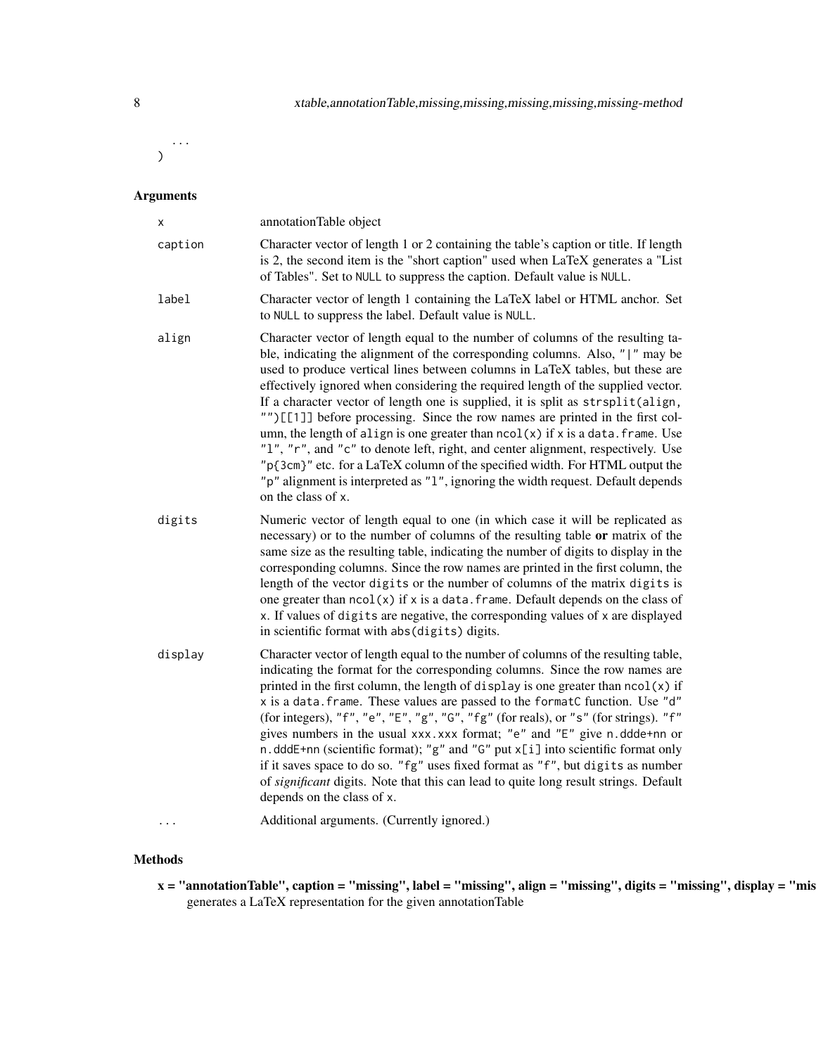```
  ...
)
```

## Arguments

| | |
|---|---|
| x | annotationTable object |
| caption | Character vector of length 1 or 2 containing the table's caption or title. If length is 2, the second item is the "short caption" used when LaTeX generates a "List of Tables". Set to NULL to suppress the caption. Default value is NULL. |
| label | Character vector of length 1 containing the LaTeX label or HTML anchor. Set to NULL to suppress the label. Default value is NULL. |
| align | Character vector of length equal to the number of columns of the resulting table, indicating the alignment of the corresponding columns. Also, "\|" may be used to produce vertical lines between columns in LaTeX tables, but these are effectively ignored when considering the required length of the supplied vector. If a character vector of length one is supplied, it is split as strsplit(align, "")[[1]] before processing. Since the row names are printed in the first column, the length of align is one greater than ncol(x) if x is a data.frame. Use "l", "r", and "c" to denote left, right, and center alignment, respectively. Use "p{3cm}" etc. for a LaTeX column of the specified width. For HTML output the "p" alignment is interpreted as "l", ignoring the width request. Default depends on the class of x. |
| digits | Numeric vector of length equal to one (in which case it will be replicated as necessary) or to the number of columns of the resulting table **or** matrix of the same size as the resulting table, indicating the number of digits to display in the corresponding columns. Since the row names are printed in the first column, the length of the vector digits or the number of columns of the matrix digits is one greater than ncol(x) if x is a data.frame. Default depends on the class of x. If values of digits are negative, the corresponding values of x are displayed in scientific format with abs(digits) digits. |
| display | Character vector of length equal to the number of columns of the resulting table, indicating the format for the corresponding columns. Since the row names are printed in the first column, the length of display is one greater than ncol(x) if x is a data.frame. These values are passed to the formatC function. Use "d" (for integers), "f", "e", "E", "g", "G", "fg" (for reals), or "s" (for strings). "f" gives numbers in the usual xxx.xxx format; "e" and "E" give n.ddde+nn or n.dddE+nn (scientific format); "g" and "G" put x[i] into scientific format only if it saves space to do so. "fg" uses fixed format as "f", but digits as number of *significant* digits. Note that this can lead to quite long result strings. Default depends on the class of x. |
| ... | Additional arguments. (Currently ignored.) |

## Methods

**x = "annotationTable", caption = "missing", label = "missing", align = "missing", digits = "missing", display = "mis**
generates a LaTeX representation for the given annotationTable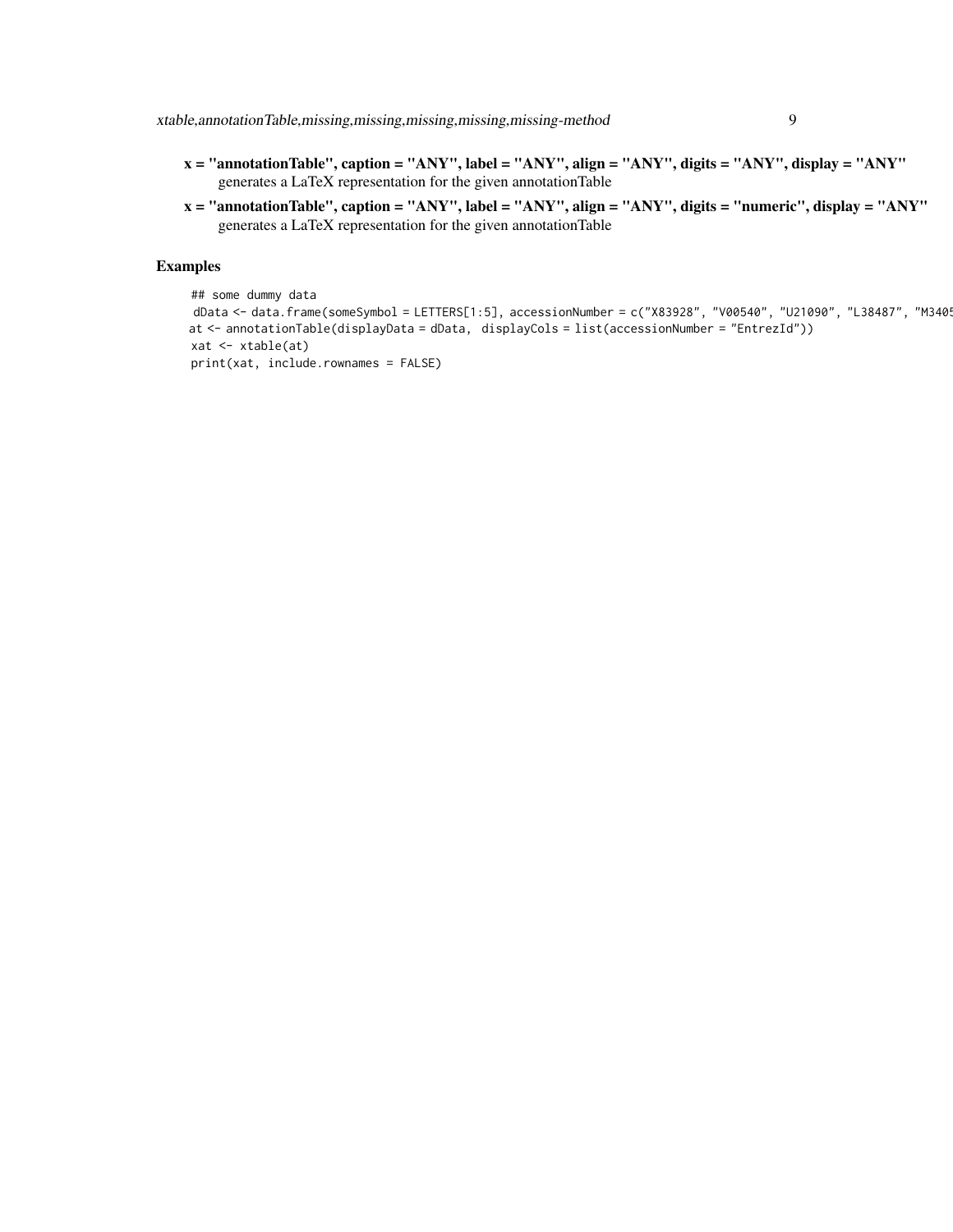**x = "annotationTable", caption = "ANY", label = "ANY", align = "ANY", digits = "ANY", display = "ANY"**
generates a LaTeX representation for the given annotationTable

**x = "annotationTable", caption = "ANY", label = "ANY", align = "ANY", digits = "numeric", display = "ANY"**
generates a LaTeX representation for the given annotationTable

## Examples

```
## some dummy data
dData <- data.frame(someSymbol = LETTERS[1:5], accessionNumber = c("X83928", "V00540", "U21090", "L38487", "M3405
at <- annotationTable(displayData = dData,  displayCols = list(accessionNumber = "EntrezId"))
xat <- xtable(at)
print(xat, include.rownames = FALSE)
```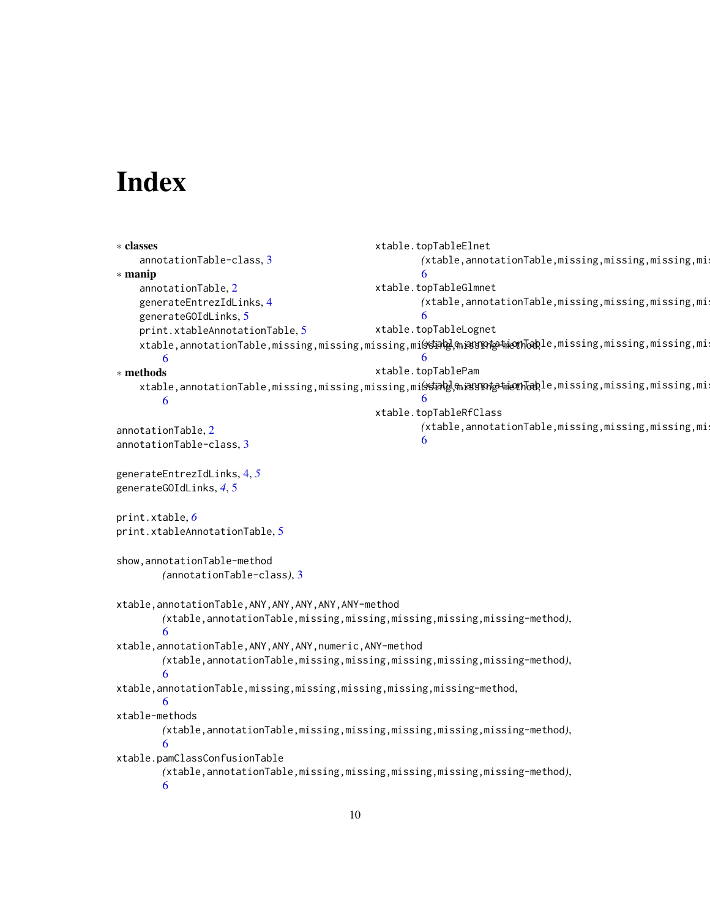# Index

∗ **classes**

annotationTable-class, 3

∗ **manip**

annotationTable, 2
generateEntrezIdLinks, 4
generateGOIdLinks, 5
print.xtableAnnotationTable, 5
xtable,annotationTable,missing,missing,missing,missing,missing-method, 6

∗ **methods**

xtable,annotationTable,missing,missing,missing,missing,missing-method, 6

annotationTable, 2
annotationTable-class, 3

generateEntrezIdLinks, 4, *5*
generateGOIdLinks, *4*, 5

print.xtable, *6*
print.xtableAnnotationTable, 5

show,annotationTable-method (annotationTable-class), 3

xtable,annotationTable,ANY,ANY,ANY,ANY,ANY-method (xtable,annotationTable,missing,missing,missing,missing,missing-method), 6
xtable,annotationTable,ANY,ANY,ANY,numeric,ANY-method (xtable,annotationTable,missing,missing,missing,missing,missing-method), 6
xtable,annotationTable,missing,missing,missing,missing,missing-method, 6
xtable-methods (xtable,annotationTable,missing,missing,missing,missing,missing-method), 6
xtable.pamClassConfusionTable (xtable,annotationTable,missing,missing,missing,missing,missing-method), 6
xtable.topTableElnet (xtable,annotationTable,missing,missing,missing,mis 6
xtable.topTableGlmnet (xtable,annotationTable,missing,missing,missing,mis 6
xtable.topTableLognet (xtable,annotationTable,missing,missing,missing,mis 6
xtable.topTablePam (xtable,annotationTable,missing,missing,missing,mis 6
xtable.topTableRfClass (xtable,annotationTable,missing,missing,missing,mis 6